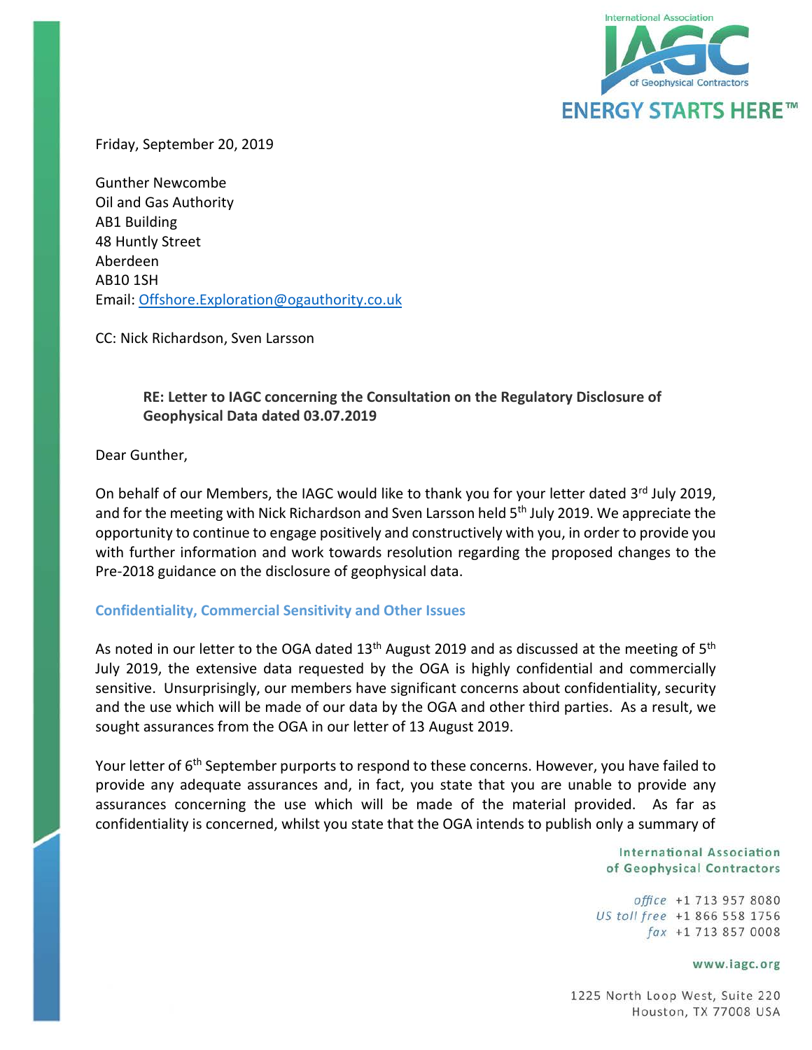Friday, September 20, 2019

Gunther Newcombe
Oil and Gas Authority
AB1 Building
48 Huntly Street
Aberdeen
AB10 1SH
Email: Offshore.Exploration@ogauthority.co.uk

CC: Nick Richardson, Sven Larsson

**RE: Letter to IAGC concerning the Consultation on the Regulatory Disclosure of Geophysical Data dated 03.07.2019**

Dear Gunther,

On behalf of our Members, the IAGC would like to thank you for your letter dated 3rd July 2019, and for the meeting with Nick Richardson and Sven Larsson held 5th July 2019. We appreciate the opportunity to continue to engage positively and constructively with you, in order to provide you with further information and work towards resolution regarding the proposed changes to the Pre-2018 guidance on the disclosure of geophysical data.

## Confidentiality, Commercial Sensitivity and Other Issues

As noted in our letter to the OGA dated 13th August 2019 and as discussed at the meeting of 5th July 2019, the extensive data requested by the OGA is highly confidential and commercially sensitive. Unsurprisingly, our members have significant concerns about confidentiality, security and the use which will be made of our data by the OGA and other third parties. As a result, we sought assurances from the OGA in our letter of 13 August 2019.

Your letter of 6th September purports to respond to these concerns. However, you have failed to provide any adequate assurances and, in fact, you state that you are unable to provide any assurances concerning the use which will be made of the material provided. As far as confidentiality is concerned, whilst you state that the OGA intends to publish only a summary of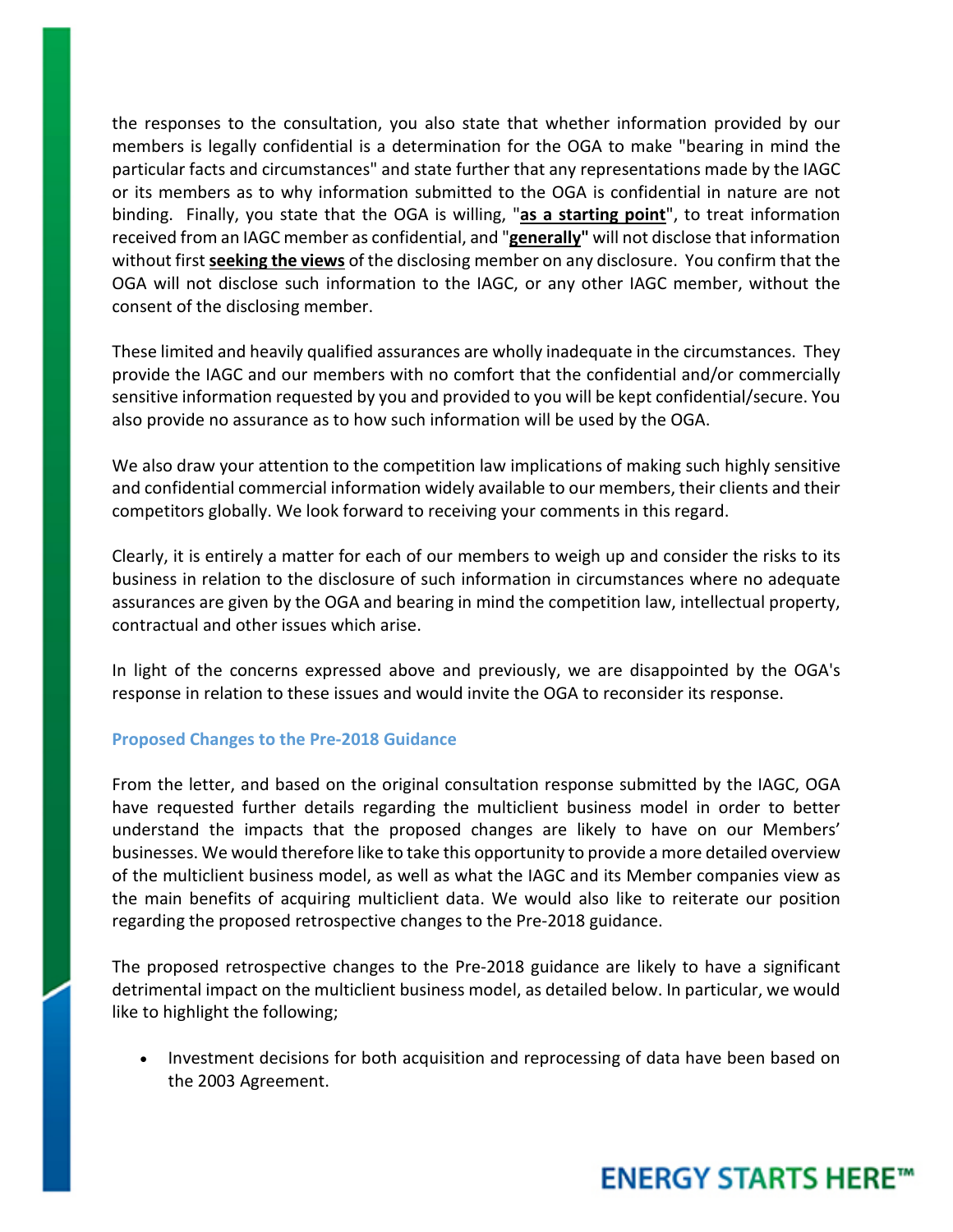the responses to the consultation, you also state that whether information provided by our members is legally confidential is a determination for the OGA to make "bearing in mind the particular facts and circumstances" and state further that any representations made by the IAGC or its members as to why information submitted to the OGA is confidential in nature are not binding. Finally, you state that the OGA is willing, "**as a starting point**", to treat information received from an IAGC member as confidential, and "**generally**" will not disclose that information without first **seeking the views** of the disclosing member on any disclosure. You confirm that the OGA will not disclose such information to the IAGC, or any other IAGC member, without the consent of the disclosing member.

These limited and heavily qualified assurances are wholly inadequate in the circumstances. They provide the IAGC and our members with no comfort that the confidential and/or commercially sensitive information requested by you and provided to you will be kept confidential/secure. You also provide no assurance as to how such information will be used by the OGA.

We also draw your attention to the competition law implications of making such highly sensitive and confidential commercial information widely available to our members, their clients and their competitors globally. We look forward to receiving your comments in this regard.

Clearly, it is entirely a matter for each of our members to weigh up and consider the risks to its business in relation to the disclosure of such information in circumstances where no adequate assurances are given by the OGA and bearing in mind the competition law, intellectual property, contractual and other issues which arise.

In light of the concerns expressed above and previously, we are disappointed by the OGA's response in relation to these issues and would invite the OGA to reconsider its response.

## Proposed Changes to the Pre-2018 Guidance

From the letter, and based on the original consultation response submitted by the IAGC, OGA have requested further details regarding the multiclient business model in order to better understand the impacts that the proposed changes are likely to have on our Members' businesses. We would therefore like to take this opportunity to provide a more detailed overview of the multiclient business model, as well as what the IAGC and its Member companies view as the main benefits of acquiring multiclient data. We would also like to reiterate our position regarding the proposed retrospective changes to the Pre-2018 guidance.

The proposed retrospective changes to the Pre-2018 guidance are likely to have a significant detrimental impact on the multiclient business model, as detailed below. In particular, we would like to highlight the following;

- Investment decisions for both acquisition and reprocessing of data have been based on the 2003 Agreement.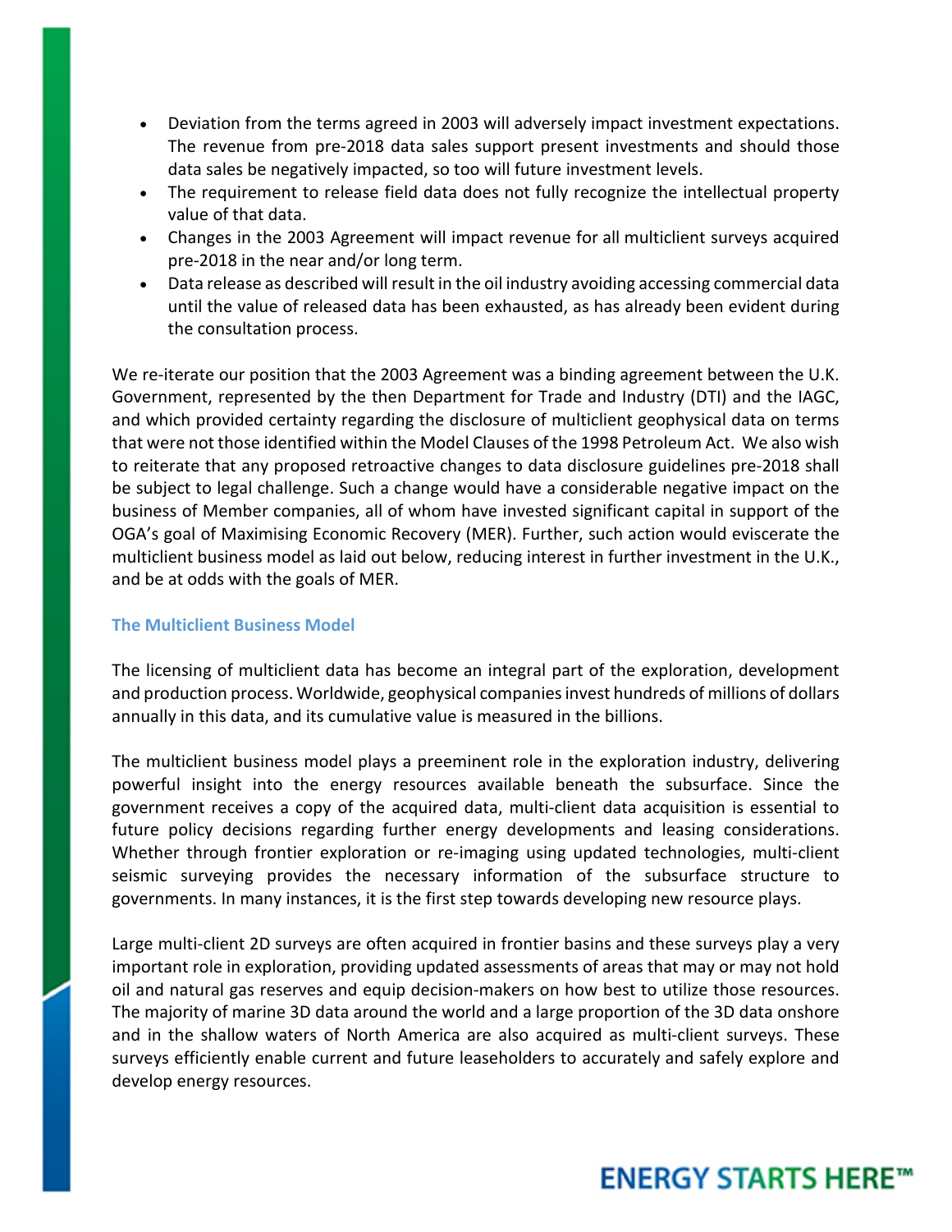- Deviation from the terms agreed in 2003 will adversely impact investment expectations. The revenue from pre-2018 data sales support present investments and should those data sales be negatively impacted, so too will future investment levels.
- The requirement to release field data does not fully recognize the intellectual property value of that data.
- Changes in the 2003 Agreement will impact revenue for all multiclient surveys acquired pre-2018 in the near and/or long term.
- Data release as described will result in the oil industry avoiding accessing commercial data until the value of released data has been exhausted, as has already been evident during the consultation process.

We re-iterate our position that the 2003 Agreement was a binding agreement between the U.K. Government, represented by the then Department for Trade and Industry (DTI) and the IAGC, and which provided certainty regarding the disclosure of multiclient geophysical data on terms that were not those identified within the Model Clauses of the 1998 Petroleum Act. We also wish to reiterate that any proposed retroactive changes to data disclosure guidelines pre-2018 shall be subject to legal challenge. Such a change would have a considerable negative impact on the business of Member companies, all of whom have invested significant capital in support of the OGA's goal of Maximising Economic Recovery (MER). Further, such action would eviscerate the multiclient business model as laid out below, reducing interest in further investment in the U.K., and be at odds with the goals of MER.

### The Multiclient Business Model

The licensing of multiclient data has become an integral part of the exploration, development and production process. Worldwide, geophysical companies invest hundreds of millions of dollars annually in this data, and its cumulative value is measured in the billions.

The multiclient business model plays a preeminent role in the exploration industry, delivering powerful insight into the energy resources available beneath the subsurface. Since the government receives a copy of the acquired data, multi-client data acquisition is essential to future policy decisions regarding further energy developments and leasing considerations. Whether through frontier exploration or re-imaging using updated technologies, multi-client seismic surveying provides the necessary information of the subsurface structure to governments. In many instances, it is the first step towards developing new resource plays.

Large multi-client 2D surveys are often acquired in frontier basins and these surveys play a very important role in exploration, providing updated assessments of areas that may or may not hold oil and natural gas reserves and equip decision-makers on how best to utilize those resources. The majority of marine 3D data around the world and a large proportion of the 3D data onshore and in the shallow waters of North America are also acquired as multi-client surveys. These surveys efficiently enable current and future leaseholders to accurately and safely explore and develop energy resources.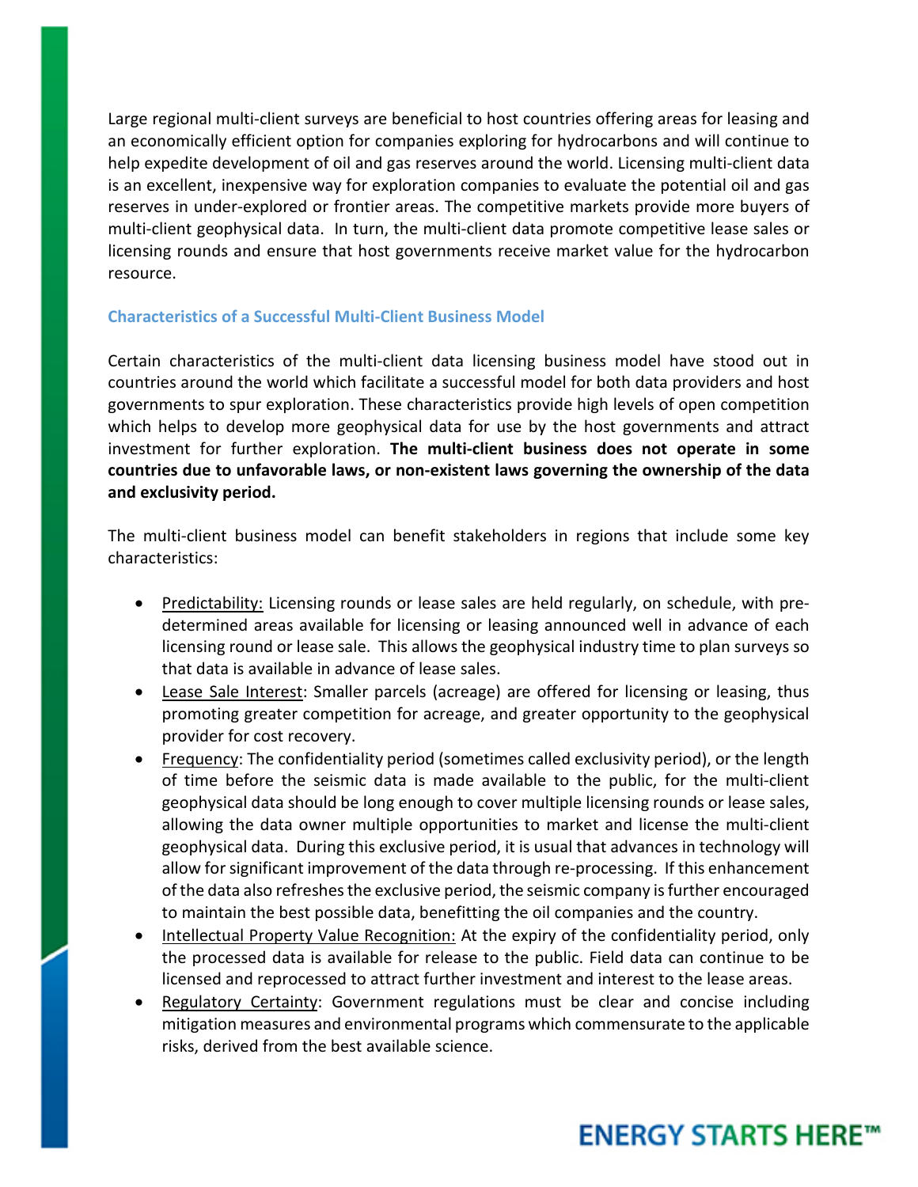Large regional multi-client surveys are beneficial to host countries offering areas for leasing and an economically efficient option for companies exploring for hydrocarbons and will continue to help expedite development of oil and gas reserves around the world. Licensing multi-client data is an excellent, inexpensive way for exploration companies to evaluate the potential oil and gas reserves in under-explored or frontier areas. The competitive markets provide more buyers of multi-client geophysical data. In turn, the multi-client data promote competitive lease sales or licensing rounds and ensure that host governments receive market value for the hydrocarbon resource.

### Characteristics of a Successful Multi-Client Business Model

Certain characteristics of the multi-client data licensing business model have stood out in countries around the world which facilitate a successful model for both data providers and host governments to spur exploration. These characteristics provide high levels of open competition which helps to develop more geophysical data for use by the host governments and attract investment for further exploration. **The multi-client business does not operate in some countries due to unfavorable laws, or non-existent laws governing the ownership of the data and exclusivity period.**

The multi-client business model can benefit stakeholders in regions that include some key characteristics:

- <u>Predictability:</u> Licensing rounds or lease sales are held regularly, on schedule, with pre-determined areas available for licensing or leasing announced well in advance of each licensing round or lease sale. This allows the geophysical industry time to plan surveys so that data is available in advance of lease sales.
- <u>Lease Sale Interest</u>: Smaller parcels (acreage) are offered for licensing or leasing, thus promoting greater competition for acreage, and greater opportunity to the geophysical provider for cost recovery.
- <u>Frequency</u>: The confidentiality period (sometimes called exclusivity period), or the length of time before the seismic data is made available to the public, for the multi-client geophysical data should be long enough to cover multiple licensing rounds or lease sales, allowing the data owner multiple opportunities to market and license the multi-client geophysical data. During this exclusive period, it is usual that advances in technology will allow for significant improvement of the data through re-processing. If this enhancement of the data also refreshes the exclusive period, the seismic company is further encouraged to maintain the best possible data, benefitting the oil companies and the country.
- <u>Intellectual Property Value Recognition:</u> At the expiry of the confidentiality period, only the processed data is available for release to the public. Field data can continue to be licensed and reprocessed to attract further investment and interest to the lease areas.
- <u>Regulatory Certainty</u>: Government regulations must be clear and concise including mitigation measures and environmental programs which commensurate to the applicable risks, derived from the best available science.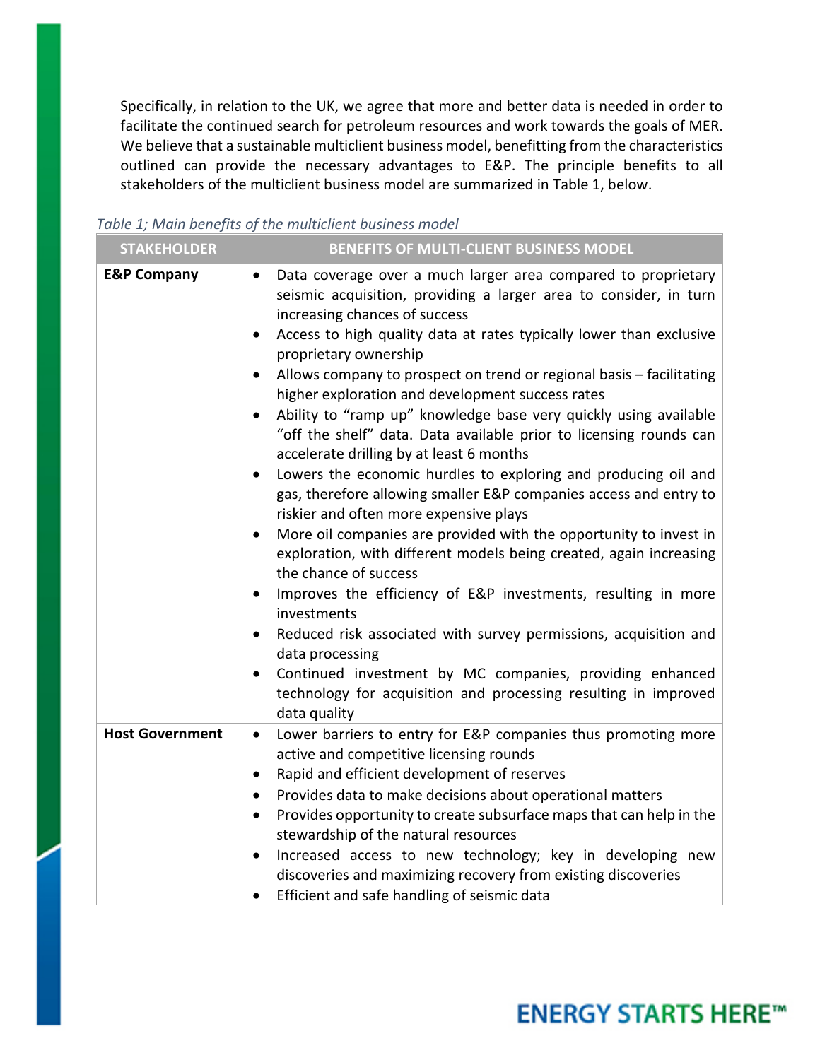Specifically, in relation to the UK, we agree that more and better data is needed in order to facilitate the continued search for petroleum resources and work towards the goals of MER. We believe that a sustainable multiclient business model, benefitting from the characteristics outlined can provide the necessary advantages to E&P. The principle benefits to all stakeholders of the multiclient business model are summarized in Table 1, below.

*Table 1; Main benefits of the multiclient business model*

| STAKEHOLDER | BENEFITS OF MULTI-CLIENT BUSINESS MODEL |
|---|---|
| **E&P Company** | • Data coverage over a much larger area compared to proprietary seismic acquisition, providing a larger area to consider, in turn increasing chances of success<br>• Access to high quality data at rates typically lower than exclusive proprietary ownership<br>• Allows company to prospect on trend or regional basis – facilitating higher exploration and development success rates<br>• Ability to "ramp up" knowledge base very quickly using available "off the shelf" data. Data available prior to licensing rounds can accelerate drilling by at least 6 months<br>• Lowers the economic hurdles to exploring and producing oil and gas, therefore allowing smaller E&P companies access and entry to riskier and often more expensive plays<br>• More oil companies are provided with the opportunity to invest in exploration, with different models being created, again increasing the chance of success<br>• Improves the efficiency of E&P investments, resulting in more investments<br>• Reduced risk associated with survey permissions, acquisition and data processing<br>• Continued investment by MC companies, providing enhanced technology for acquisition and processing resulting in improved data quality |
| **Host Government** | • Lower barriers to entry for E&P companies thus promoting more active and competitive licensing rounds<br>• Rapid and efficient development of reserves<br>• Provides data to make decisions about operational matters<br>• Provides opportunity to create subsurface maps that can help in the stewardship of the natural resources<br>• Increased access to new technology; key in developing new discoveries and maximizing recovery from existing discoveries<br>• Efficient and safe handling of seismic data |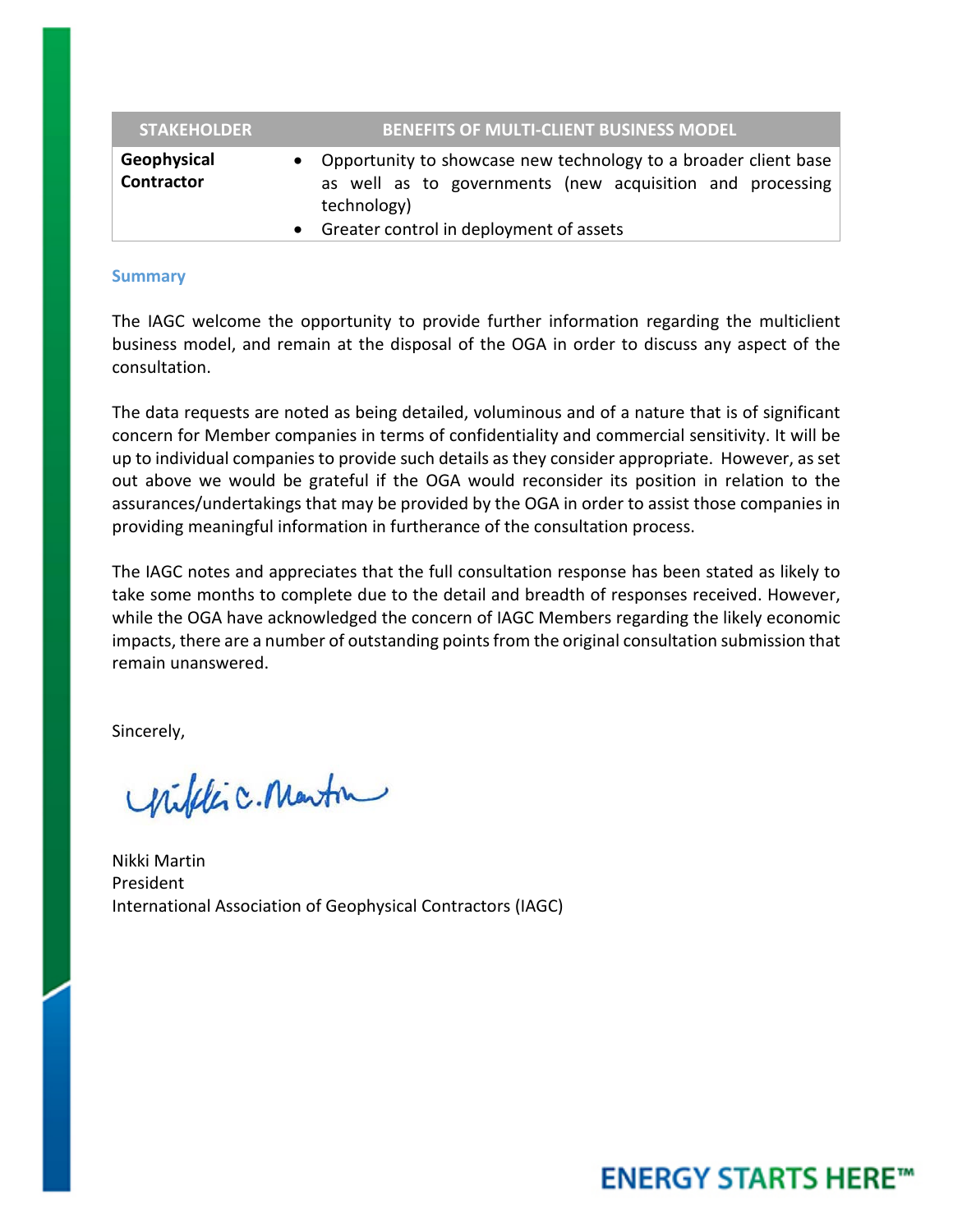| STAKEHOLDER | BENEFITS OF MULTI-CLIENT BUSINESS MODEL |
| --- | --- |
| **Geophysical Contractor** | • Opportunity to showcase new technology to a broader client base as well as to governments (new acquisition and processing technology)<br>• Greater control in deployment of assets |

### Summary

The IAGC welcome the opportunity to provide further information regarding the multiclient business model, and remain at the disposal of the OGA in order to discuss any aspect of the consultation.

The data requests are noted as being detailed, voluminous and of a nature that is of significant concern for Member companies in terms of confidentiality and commercial sensitivity. It will be up to individual companies to provide such details as they consider appropriate. However, as set out above we would be grateful if the OGA would reconsider its position in relation to the assurances/undertakings that may be provided by the OGA in order to assist those companies in providing meaningful information in furtherance of the consultation process.

The IAGC notes and appreciates that the full consultation response has been stated as likely to take some months to complete due to the detail and breadth of responses received. However, while the OGA have acknowledged the concern of IAGC Members regarding the likely economic impacts, there are a number of outstanding points from the original consultation submission that remain unanswered.

Sincerely,

Nikki C. Martin

Nikki Martin
President
International Association of Geophysical Contractors (IAGC)